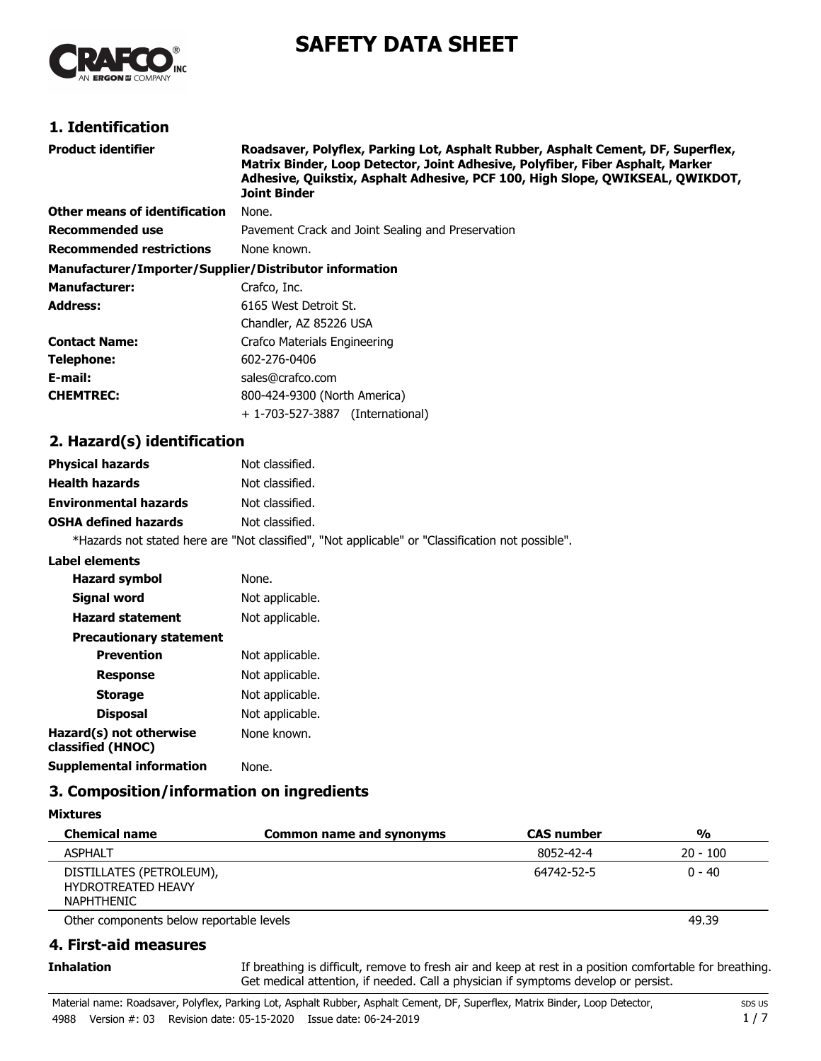# SAFETY DATA SHEET

## 1. Identification

| | |
|---|---|
| **Product identifier** | **Roadsaver, Polyflex, Parking Lot, Asphalt Rubber, Asphalt Cement, DF, Superflex, Matrix Binder, Loop Detector, Joint Adhesive, Polyfiber, Fiber Asphalt, Marker Adhesive, Quikstix, Asphalt Adhesive, PCF 100, High Slope, QWIKSEAL, QWIKDOT, Joint Binder** |
| **Other means of identification** | None. |
| **Recommended use** | Pavement Crack and Joint Sealing and Preservation |
| **Recommended restrictions** | None known. |

**Manufacturer/Importer/Supplier/Distributor information**

| | |
|---|---|
| **Manufacturer:** | Crafco, Inc. |
| **Address:** | 6165 West Detroit St. |
| | Chandler, AZ 85226 USA |
| **Contact Name:** | Crafco Materials Engineering |
| **Telephone:** | 602-276-0406 |
| **E-mail:** | sales@crafco.com |
| **CHEMTREC:** | 800-424-9300 (North America) |
| | + 1-703-527-3887 (International) |

## 2. Hazard(s) identification

| | |
|---|---|
| **Physical hazards** | Not classified. |
| **Health hazards** | Not classified. |
| **Environmental hazards** | Not classified. |
| **OSHA defined hazards** | Not classified. |

*Hazards not stated here are "Not classified", "Not applicable" or "Classification not possible".

**Label elements**

| | |
|---|---|
| **Hazard symbol** | None. |
| **Signal word** | Not applicable. |
| **Hazard statement** | Not applicable. |
| **Precautionary statement** | |
| **Prevention** | Not applicable. |
| **Response** | Not applicable. |
| **Storage** | Not applicable. |
| **Disposal** | Not applicable. |
| **Hazard(s) not otherwise classified (HNOC)** | None known. |
| **Supplemental information** | None. |

## 3. Composition/information on ingredients

**Mixtures**

| Chemical name | Common name and synonyms | CAS number | % |
|---|---|---|---|
| ASPHALT | | 8052-42-4 | 20 - 100 |
| DISTILLATES (PETROLEUM), HYDROTREATED HEAVY NAPHTHENIC | | 64742-52-5 | 0 - 40 |
| Other components below reportable levels | | | 49.39 |

## 4. First-aid measures

**Inhalation** If breathing is difficult, remove to fresh air and keep at rest in a position comfortable for breathing. Get medical attention, if needed. Call a physician if symptoms develop or persist.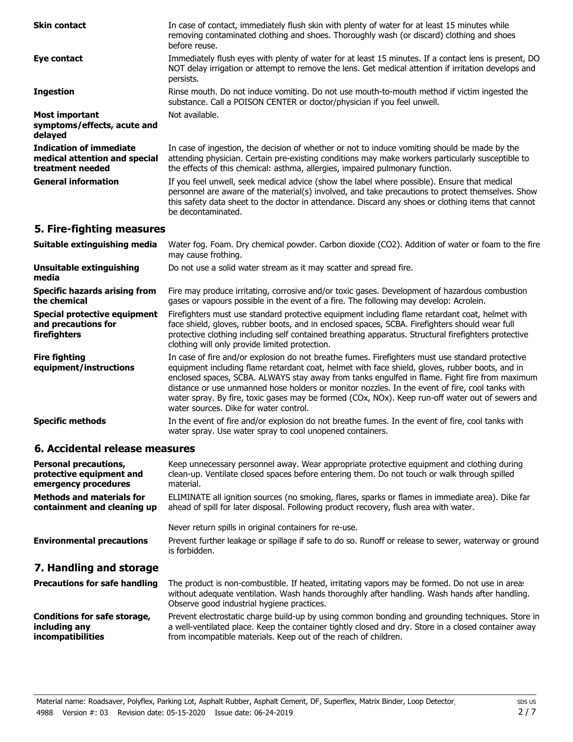| | |
|---|---|
| **Skin contact** | In case of contact, immediately flush skin with plenty of water for at least 15 minutes while removing contaminated clothing and shoes. Thoroughly wash (or discard) clothing and shoes before reuse. |
| **Eye contact** | Immediately flush eyes with plenty of water for at least 15 minutes. If a contact lens is present, DO NOT delay irrigation or attempt to remove the lens. Get medical attention if irritation develops and persists. |
| **Ingestion** | Rinse mouth. Do not induce vomiting. Do not use mouth-to-mouth method if victim ingested the substance. Call a POISON CENTER or doctor/physician if you feel unwell. |
| **Most important symptoms/effects, acute and delayed** | Not available. |
| **Indication of immediate medical attention and special treatment needed** | In case of ingestion, the decision of whether or not to induce vomiting should be made by the attending physician. Certain pre-existing conditions may make workers particularly susceptible to the effects of this chemical: asthma, allergies, impaired pulmonary function. |
| **General information** | If you feel unwell, seek medical advice (show the label where possible). Ensure that medical personnel are aware of the material(s) involved, and take precautions to protect themselves. Show this safety data sheet to the doctor in attendance. Discard any shoes or clothing items that cannot be decontaminated. |

## 5. Fire-fighting measures

| | |
|---|---|
| **Suitable extinguishing media** | Water fog. Foam. Dry chemical powder. Carbon dioxide ($CO_2$). Addition of water or foam to the fire may cause frothing. |
| **Unsuitable extinguishing media** | Do not use a solid water stream as it may scatter and spread fire. |
| **Specific hazards arising from the chemical** | Fire may produce irritating, corrosive and/or toxic gases. Development of hazardous combustion gases or vapours possible in the event of a fire. The following may develop: Acrolein. |
| **Special protective equipment and precautions for firefighters** | Firefighters must use standard protective equipment including flame retardant coat, helmet with face shield, gloves, rubber boots, and in enclosed spaces, SCBA. Firefighters should wear full protective clothing including self contained breathing apparatus. Structural firefighters protective clothing will only provide limited protection. |
| **Fire fighting equipment/instructions** | In case of fire and/or explosion do not breathe fumes. Firefighters must use standard protective equipment including flame retardant coat, helmet with face shield, gloves, rubber boots, and in enclosed spaces, SCBA. ALWAYS stay away from tanks engulfed in flame. Fight fire from maximum distance or use unmanned hose holders or monitor nozzles. In the event of fire, cool tanks with water spray. By fire, toxic gases may be formed ($CO_x$, $NO_x$). Keep run-off water out of sewers and water sources. Dike for water control. |
| **Specific methods** | In the event of fire and/or explosion do not breathe fumes. In the event of fire, cool tanks with water spray. Use water spray to cool unopened containers. |

## 6. Accidental release measures

| | |
|---|---|
| **Personal precautions, protective equipment and emergency procedures** | Keep unnecessary personnel away. Wear appropriate protective equipment and clothing during clean-up. Ventilate closed spaces before entering them. Do not touch or walk through spilled material. |
| **Methods and materials for containment and cleaning up** | ELIMINATE all ignition sources (no smoking, flares, sparks or flames in immediate area). Dike far ahead of spill for later disposal. Following product recovery, flush area with water.<br><br>Never return spills in original containers for re-use. |
| **Environmental precautions** | Prevent further leakage or spillage if safe to do so. Runoff or release to sewer, waterway or ground is forbidden. |

## 7. Handling and storage

| | |
|---|---|
| **Precautions for safe handling** | The product is non-combustible. If heated, irritating vapors may be formed. Do not use in areas without adequate ventilation. Wash hands thoroughly after handling. Wash hands after handling. Observe good industrial hygiene practices. |
| **Conditions for safe storage, including any incompatibilities** | Prevent electrostatic charge build-up by using common bonding and grounding techniques. Store in a well-ventilated place. Keep the container tightly closed and dry. Store in a closed container away from incompatible materials. Keep out of the reach of children. |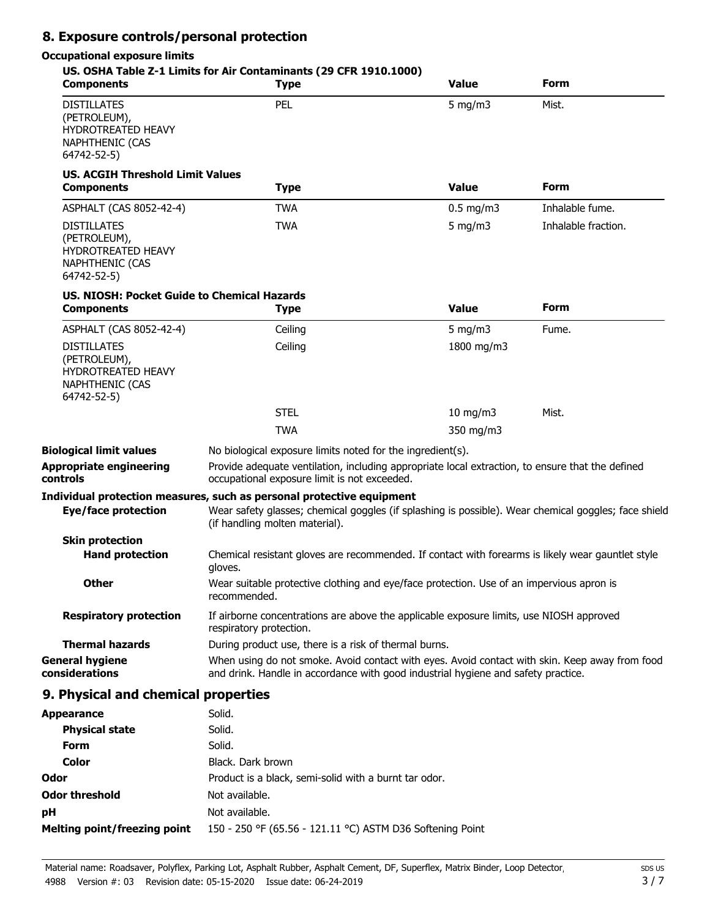## 8. Exposure controls/personal protection

### Occupational exposure limits

**US. OSHA Table Z-1 Limits for Air Contaminants (29 CFR 1910.1000)**

| Components | Type | Value | Form |
|---|---|---|---|
| DISTILLATES (PETROLEUM), HYDROTREATED HEAVY NAPHTHENIC (CAS 64742-52-5) | PEL | 5 mg/m3 | Mist. |

**US. ACGIH Threshold Limit Values**

| Components | Type | Value | Form |
|---|---|---|---|
| ASPHALT (CAS 8052-42-4) | TWA | 0.5 mg/m3 | Inhalable fume. |
| DISTILLATES (PETROLEUM), HYDROTREATED HEAVY NAPHTHENIC (CAS 64742-52-5) | TWA | 5 mg/m3 | Inhalable fraction. |

**US. NIOSH: Pocket Guide to Chemical Hazards**

| Components | Type | Value | Form |
|---|---|---|---|
| ASPHALT (CAS 8052-42-4) | Ceiling | 5 mg/m3 | Fume. |
| DISTILLATES (PETROLEUM), HYDROTREATED HEAVY NAPHTHENIC (CAS 64742-52-5) | Ceiling | 1800 mg/m3 | |
| | STEL | 10 mg/m3 | Mist. |
| | TWA | 350 mg/m3 | |

**Biological limit values** No biological exposure limits noted for the ingredient(s).

**Appropriate engineering controls** Provide adequate ventilation, including appropriate local extraction, to ensure that the defined occupational exposure limit is not exceeded.

**Individual protection measures, such as personal protective equipment**

**Eye/face protection** Wear safety glasses; chemical goggles (if splashing is possible). Wear chemical goggles; face shield (if handling molten material).

**Skin protection**

**Hand protection** Chemical resistant gloves are recommended. If contact with forearms is likely wear gauntlet style gloves.

**Other** Wear suitable protective clothing and eye/face protection. Use of an impervious apron is recommended.

**Respiratory protection** If airborne concentrations are above the applicable exposure limits, use NIOSH approved respiratory protection.

**Thermal hazards** During product use, there is a risk of thermal burns.

**General hygiene considerations** When using do not smoke. Avoid contact with eyes. Avoid contact with skin. Keep away from food and drink. Handle in accordance with good industrial hygiene and safety practice.

## 9. Physical and chemical properties

**Appearance** Solid.

**Physical state** Solid.

**Form** Solid.

**Color** Black. Dark brown

**Odor** Product is a black, semi-solid with a burnt tar odor.

**Odor threshold** Not available.

**pH** Not available.

**Melting point/freezing point** 150 - 250 °F (65.56 - 121.11 °C) ASTM D36 Softening Point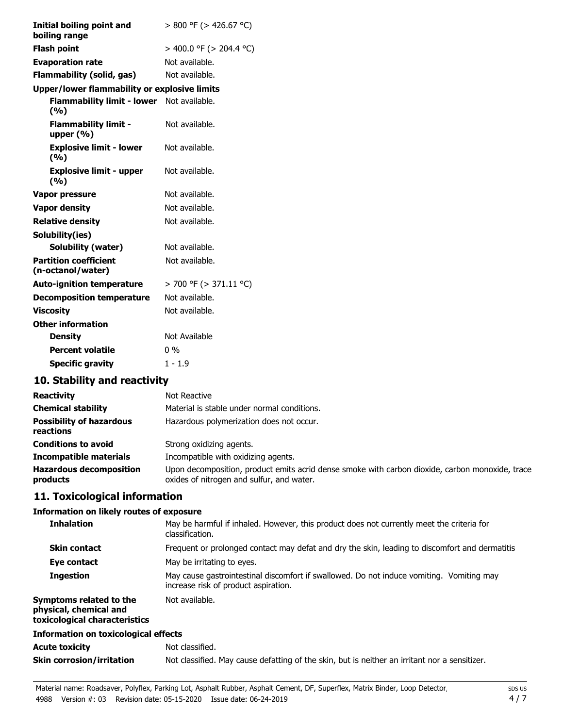| | |
|---|---|
| **Initial boiling point and boiling range** | > 800 °F (> 426.67 °C) |
| **Flash point** | > 400.0 °F (> 204.4 °C) |
| **Evaporation rate** | Not available. |
| **Flammability (solid, gas)** | Not available. |
| **Upper/lower flammability or explosive limits** | |
| **Flammability limit - lower (%)** | Not available. |
| **Flammability limit - upper (%)** | Not available. |
| **Explosive limit - lower (%)** | Not available. |
| **Explosive limit - upper (%)** | Not available. |
| **Vapor pressure** | Not available. |
| **Vapor density** | Not available. |
| **Relative density** | Not available. |
| **Solubility(ies)** | |
| **Solubility (water)** | Not available. |
| **Partition coefficient (n-octanol/water)** | Not available. |
| **Auto-ignition temperature** | > 700 °F (> 371.11 °C) |
| **Decomposition temperature** | Not available. |
| **Viscosity** | Not available. |
| **Other information** | |
| **Density** | Not Available |
| **Percent volatile** | 0 % |
| **Specific gravity** | 1 - 1.9 |

## 10. Stability and reactivity

| | |
|---|---|
| **Reactivity** | Not Reactive |
| **Chemical stability** | Material is stable under normal conditions. |
| **Possibility of hazardous reactions** | Hazardous polymerization does not occur. |
| **Conditions to avoid** | Strong oxidizing agents. |
| **Incompatible materials** | Incompatible with oxidizing agents. |
| **Hazardous decomposition products** | Upon decomposition, product emits acrid dense smoke with carbon dioxide, carbon monoxide, trace oxides of nitrogen and sulfur, and water. |

## 11. Toxicological information

**Information on likely routes of exposure**

| | |
|---|---|
| **Inhalation** | May be harmful if inhaled. However, this product does not currently meet the criteria for classification. |
| **Skin contact** | Frequent or prolonged contact may defat and dry the skin, leading to discomfort and dermatitis |
| **Eye contact** | May be irritating to eyes. |
| **Ingestion** | May cause gastrointestinal discomfort if swallowed. Do not induce vomiting. Vomiting may increase risk of product aspiration. |
| **Symptoms related to the physical, chemical and toxicological characteristics** | Not available. |

**Information on toxicological effects**

| | |
|---|---|
| **Acute toxicity** | Not classified. |
| **Skin corrosion/irritation** | Not classified. May cause defatting of the skin, but is neither an irritant nor a sensitizer. |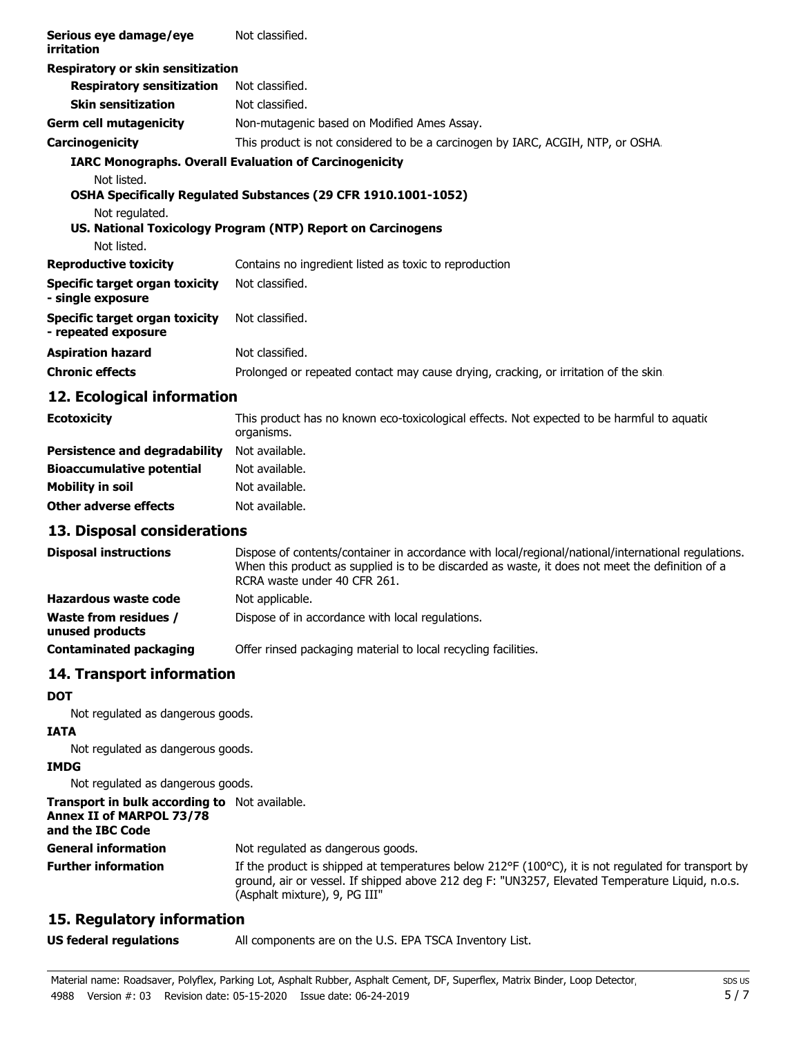| | |
|---|---|
| **Serious eye damage/eye irritation** | Not classified. |

**Respiratory or skin sensitization**

| | |
|---|---|
| **Respiratory sensitization** | Not classified. |
| **Skin sensitization** | Not classified. |
| **Germ cell mutagenicity** | Non-mutagenic based on Modified Ames Assay. |
| **Carcinogenicity** | This product is not considered to be a carcinogen by IARC, ACGIH, NTP, or OSHA. |

**IARC Monographs. Overall Evaluation of Carcinogenicity**

Not listed.

**OSHA Specifically Regulated Substances (29 CFR 1910.1001-1052)**

Not regulated.

**US. National Toxicology Program (NTP) Report on Carcinogens**

Not listed.

| | |
|---|---|
| **Reproductive toxicity** | Contains no ingredient listed as toxic to reproduction |
| **Specific target organ toxicity - single exposure** | Not classified. |
| **Specific target organ toxicity - repeated exposure** | Not classified. |
| **Aspiration hazard** | Not classified. |
| **Chronic effects** | Prolonged or repeated contact may cause drying, cracking, or irritation of the skin. |

## 12. Ecological information

| | |
|---|---|
| **Ecotoxicity** | This product has no known eco-toxicological effects. Not expected to be harmful to aquatic organisms. |
| **Persistence and degradability** | Not available. |
| **Bioaccumulative potential** | Not available. |
| **Mobility in soil** | Not available. |
| **Other adverse effects** | Not available. |

## 13. Disposal considerations

| | |
|---|---|
| **Disposal instructions** | Dispose of contents/container in accordance with local/regional/national/international regulations. When this product as supplied is to be discarded as waste, it does not meet the definition of a RCRA waste under 40 CFR 261. |
| **Hazardous waste code** | Not applicable. |
| **Waste from residues / unused products** | Dispose of in accordance with local regulations. |
| **Contaminated packaging** | Offer rinsed packaging material to local recycling facilities. |

## 14. Transport information

**DOT**

Not regulated as dangerous goods.

**IATA**

Not regulated as dangerous goods.

**IMDG**

Not regulated as dangerous goods.

| | |
|---|---|
| **Transport in bulk according to Annex II of MARPOL 73/78 and the IBC Code** | Not available. |
| **General information** | Not regulated as dangerous goods. |
| **Further information** | If the product is shipped at temperatures below 212°F (100°C), it is not regulated for transport by ground, air or vessel. If shipped above 212 deg F: "UN3257, Elevated Temperature Liquid, n.o.s. (Asphalt mixture), 9, PG III" |

## 15. Regulatory information

| | |
|---|---|
| **US federal regulations** | All components are on the U.S. EPA TSCA Inventory List. |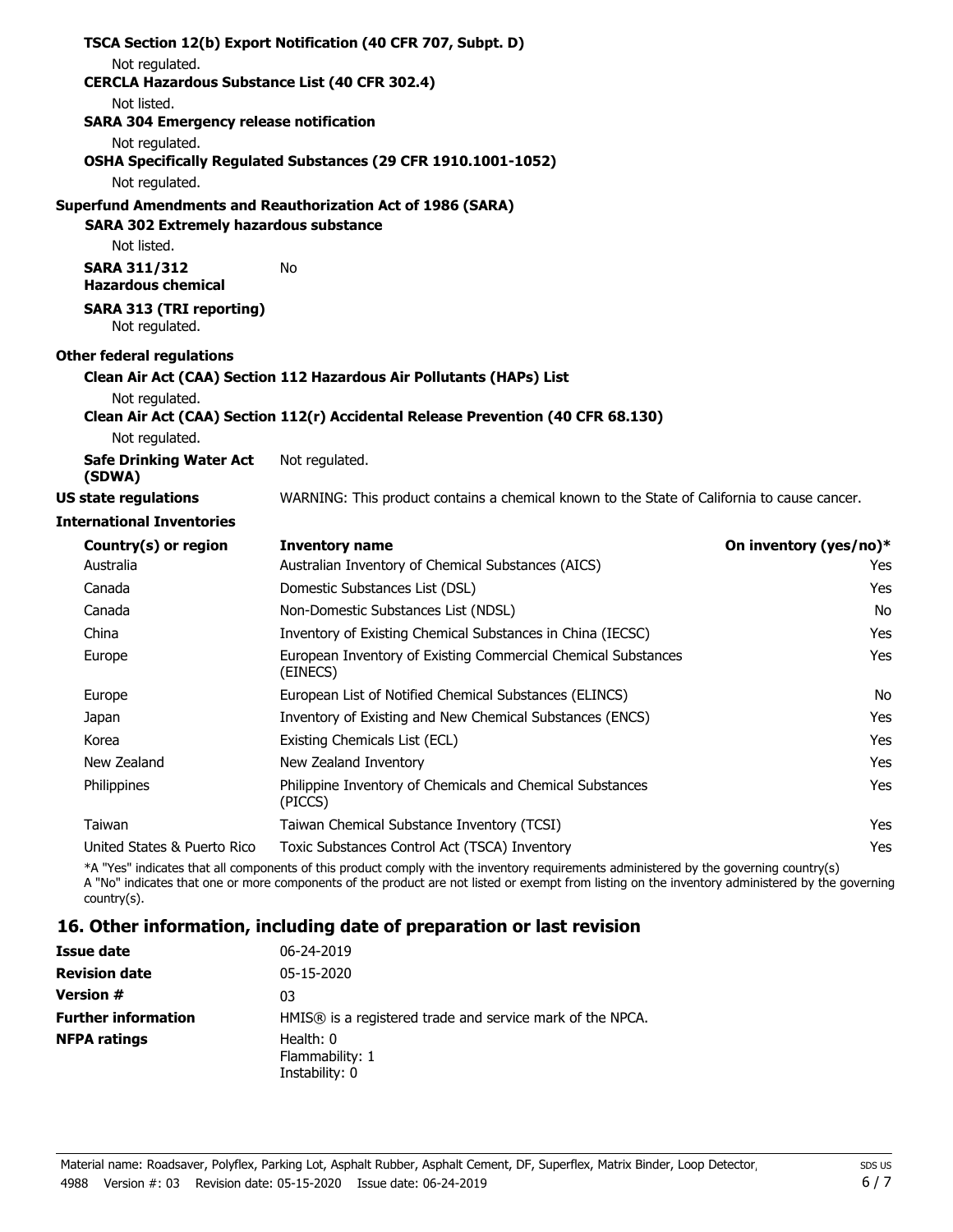**TSCA Section 12(b) Export Notification (40 CFR 707, Subpt. D)**

Not regulated.

**CERCLA Hazardous Substance List (40 CFR 302.4)**

Not listed.

**SARA 304 Emergency release notification**

Not regulated.

**OSHA Specifically Regulated Substances (29 CFR 1910.1001-1052)**

Not regulated.

**Superfund Amendments and Reauthorization Act of 1986 (SARA)**

**SARA 302 Extremely hazardous substance**

Not listed.

**SARA 311/312 Hazardous chemical** No

**SARA 313 (TRI reporting)**

Not regulated.

**Other federal regulations**

**Clean Air Act (CAA) Section 112 Hazardous Air Pollutants (HAPs) List**

Not regulated.

**Clean Air Act (CAA) Section 112(r) Accidental Release Prevention (40 CFR 68.130)**

Not regulated.

**Safe Drinking Water Act (SDWA)** Not regulated.

**US state regulations** WARNING: This product contains a chemical known to the State of California to cause cancer.

**International Inventories**

| Country(s) or region | Inventory name | On inventory (yes/no)* |
|---|---|---|
| Australia | Australian Inventory of Chemical Substances (AICS) | Yes |
| Canada | Domestic Substances List (DSL) | Yes |
| Canada | Non-Domestic Substances List (NDSL) | No |
| China | Inventory of Existing Chemical Substances in China (IECSC) | Yes |
| Europe | European Inventory of Existing Commercial Chemical Substances (EINECS) | Yes |
| Europe | European List of Notified Chemical Substances (ELINCS) | No |
| Japan | Inventory of Existing and New Chemical Substances (ENCS) | Yes |
| Korea | Existing Chemicals List (ECL) | Yes |
| New Zealand | New Zealand Inventory | Yes |
| Philippines | Philippine Inventory of Chemicals and Chemical Substances (PICCS) | Yes |
| Taiwan | Taiwan Chemical Substance Inventory (TCSI) | Yes |
| United States & Puerto Rico | Toxic Substances Control Act (TSCA) Inventory | Yes |

*A "Yes" indicates that all components of this product comply with the inventory requirements administered by the governing country(s)
A "No" indicates that one or more components of the product are not listed or exempt from listing on the inventory administered by the governing country(s).

## 16. Other information, including date of preparation or last revision

**Issue date** 06-24-2019

**Revision date** 05-15-2020

**Version #** 03

**Further information** HMIS® is a registered trade and service mark of the NPCA.

**NFPA ratings** Health: 0
Flammability: 1
Instability: 0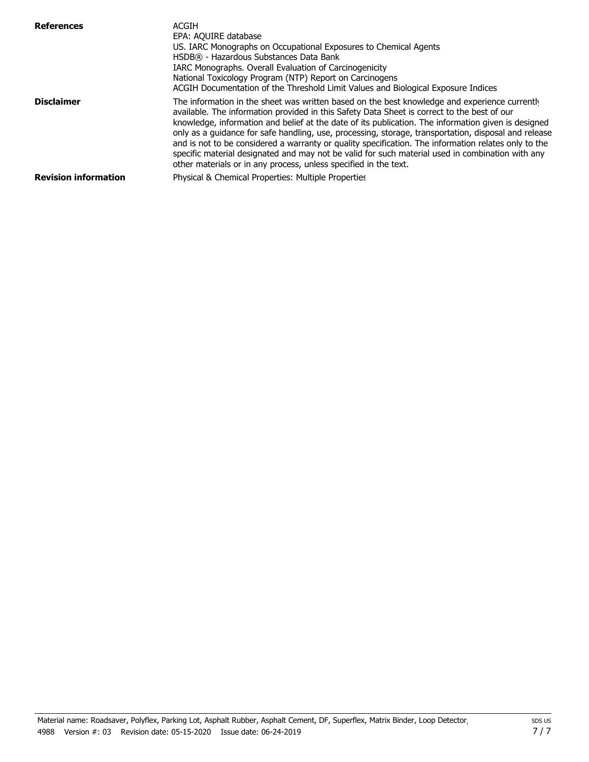**References**

ACGIH
EPA: AQUIRE database
US. IARC Monographs on Occupational Exposures to Chemical Agents
HSDB® - Hazardous Substances Data Bank
IARC Monographs. Overall Evaluation of Carcinogenicity
National Toxicology Program (NTP) Report on Carcinogens
ACGIH Documentation of the Threshold Limit Values and Biological Exposure Indices

**Disclaimer**

The information in the sheet was written based on the best knowledge and experience currently available. The information provided in this Safety Data Sheet is correct to the best of our knowledge, information and belief at the date of its publication. The information given is designed only as a guidance for safe handling, use, processing, storage, transportation, disposal and release and is not to be considered a warranty or quality specification. The information relates only to the specific material designated and may not be valid for such material used in combination with any other materials or in any process, unless specified in the text.

**Revision information**

Physical & Chemical Properties: Multiple Properties